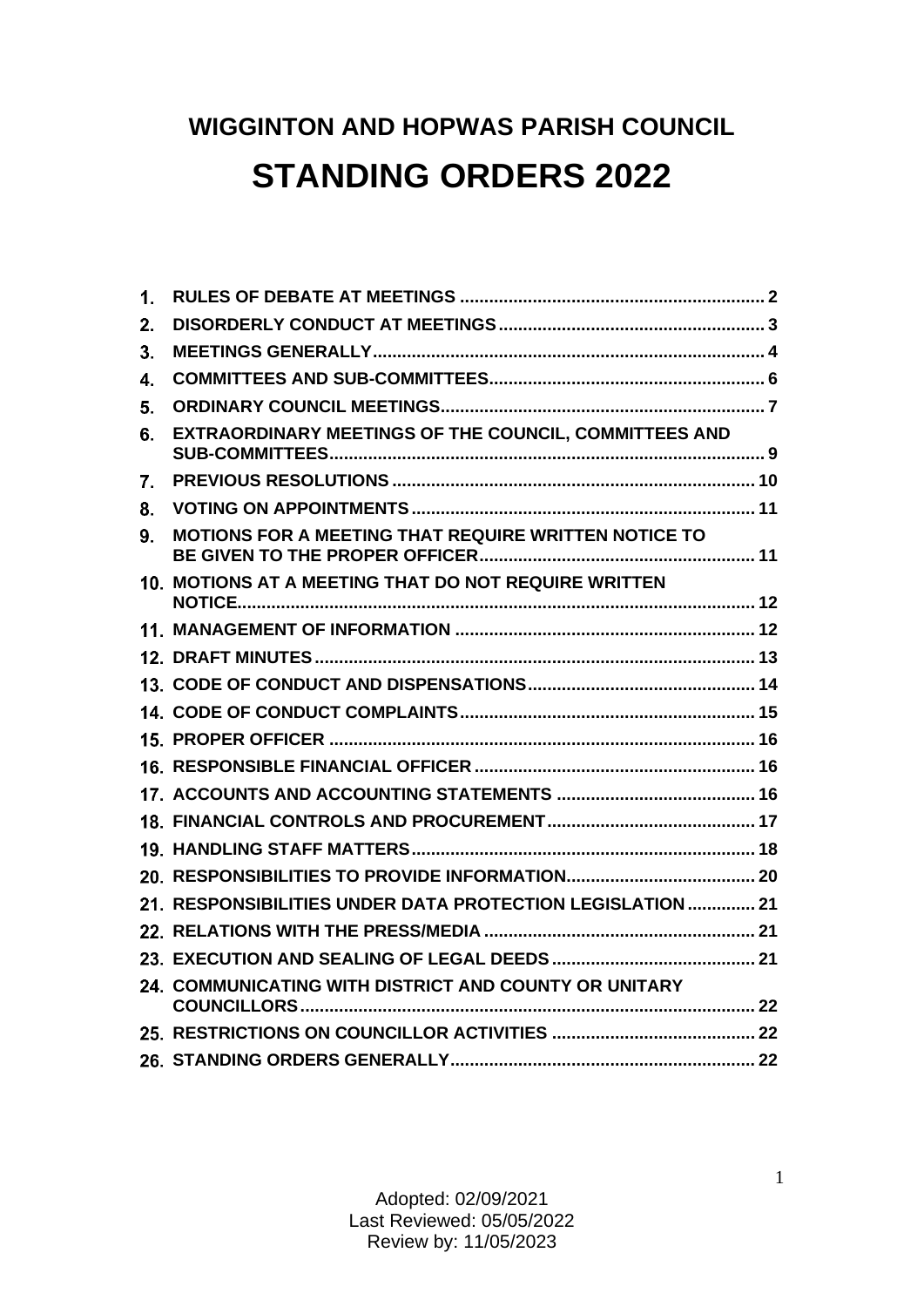# WIGGINTON AND HOPWAS PARISH COUNCIL

# STANDING ORDERS 2022

1. RULES OF DEBATE AT MEETINGS ..... 2
2. DISORDERLY CONDUCT AT MEETINGS ..... 3
3. MEETINGS GENERALLY ..... 4
4. COMMITTEES AND SUB-COMMITTEES ..... 6
5. ORDINARY COUNCIL MEETINGS ..... 7
6. EXTRAORDINARY MEETINGS OF THE COUNCIL, COMMITTEES AND SUB-COMMITTEES ..... 9
7. PREVIOUS RESOLUTIONS ..... 10
8. VOTING ON APPOINTMENTS ..... 11
9. MOTIONS FOR A MEETING THAT REQUIRE WRITTEN NOTICE TO BE GIVEN TO THE PROPER OFFICER ..... 11
10. MOTIONS AT A MEETING THAT DO NOT REQUIRE WRITTEN NOTICE ..... 12
11. MANAGEMENT OF INFORMATION ..... 12
12. DRAFT MINUTES ..... 13
13. CODE OF CONDUCT AND DISPENSATIONS ..... 14
14. CODE OF CONDUCT COMPLAINTS ..... 15
15. PROPER OFFICER ..... 16
16. RESPONSIBLE FINANCIAL OFFICER ..... 16
17. ACCOUNTS AND ACCOUNTING STATEMENTS ..... 16
18. FINANCIAL CONTROLS AND PROCUREMENT ..... 17
19. HANDLING STAFF MATTERS ..... 18
20. RESPONSIBILITIES TO PROVIDE INFORMATION ..... 20
21. RESPONSIBILITIES UNDER DATA PROTECTION LEGISLATION ..... 21
22. RELATIONS WITH THE PRESS/MEDIA ..... 21
23. EXECUTION AND SEALING OF LEGAL DEEDS ..... 21
24. COMMUNICATING WITH DISTRICT AND COUNTY OR UNITARY COUNCILLORS ..... 22
25. RESTRICTIONS ON COUNCILLOR ACTIVITIES ..... 22
26. STANDING ORDERS GENERALLY ..... 22

Adopted: 02/09/2021
Last Reviewed: 05/05/2022
Review by: 11/05/2023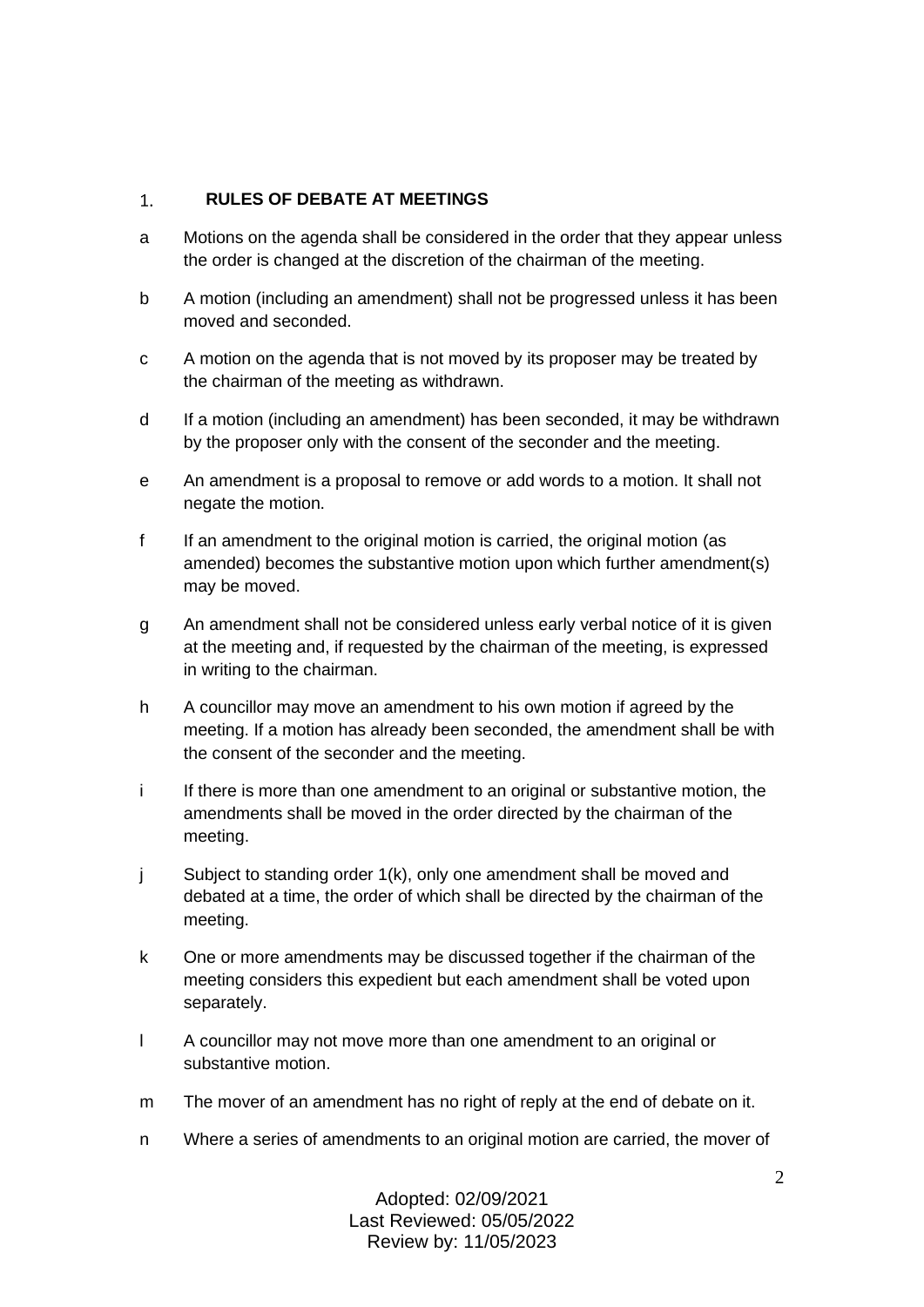## 1. RULES OF DEBATE AT MEETINGS

a. Motions on the agenda shall be considered in the order that they appear unless the order is changed at the discretion of the chairman of the meeting.

b. A motion (including an amendment) shall not be progressed unless it has been moved and seconded.

c. A motion on the agenda that is not moved by its proposer may be treated by the chairman of the meeting as withdrawn.

d. If a motion (including an amendment) has been seconded, it may be withdrawn by the proposer only with the consent of the seconder and the meeting.

e. An amendment is a proposal to remove or add words to a motion. It shall not negate the motion.

f. If an amendment to the original motion is carried, the original motion (as amended) becomes the substantive motion upon which further amendment(s) may be moved.

g. An amendment shall not be considered unless early verbal notice of it is given at the meeting and, if requested by the chairman of the meeting, is expressed in writing to the chairman.

h. A councillor may move an amendment to his own motion if agreed by the meeting. If a motion has already been seconded, the amendment shall be with the consent of the seconder and the meeting.

i. If there is more than one amendment to an original or substantive motion, the amendments shall be moved in the order directed by the chairman of the meeting.

j. Subject to standing order 1(k), only one amendment shall be moved and debated at a time, the order of which shall be directed by the chairman of the meeting.

k. One or more amendments may be discussed together if the chairman of the meeting considers this expedient but each amendment shall be voted upon separately.

l. A councillor may not move more than one amendment to an original or substantive motion.

m. The mover of an amendment has no right of reply at the end of debate on it.

n. Where a series of amendments to an original motion are carried, the mover of

Adopted: 02/09/2021
Last Reviewed: 05/05/2022
Review by: 11/05/2023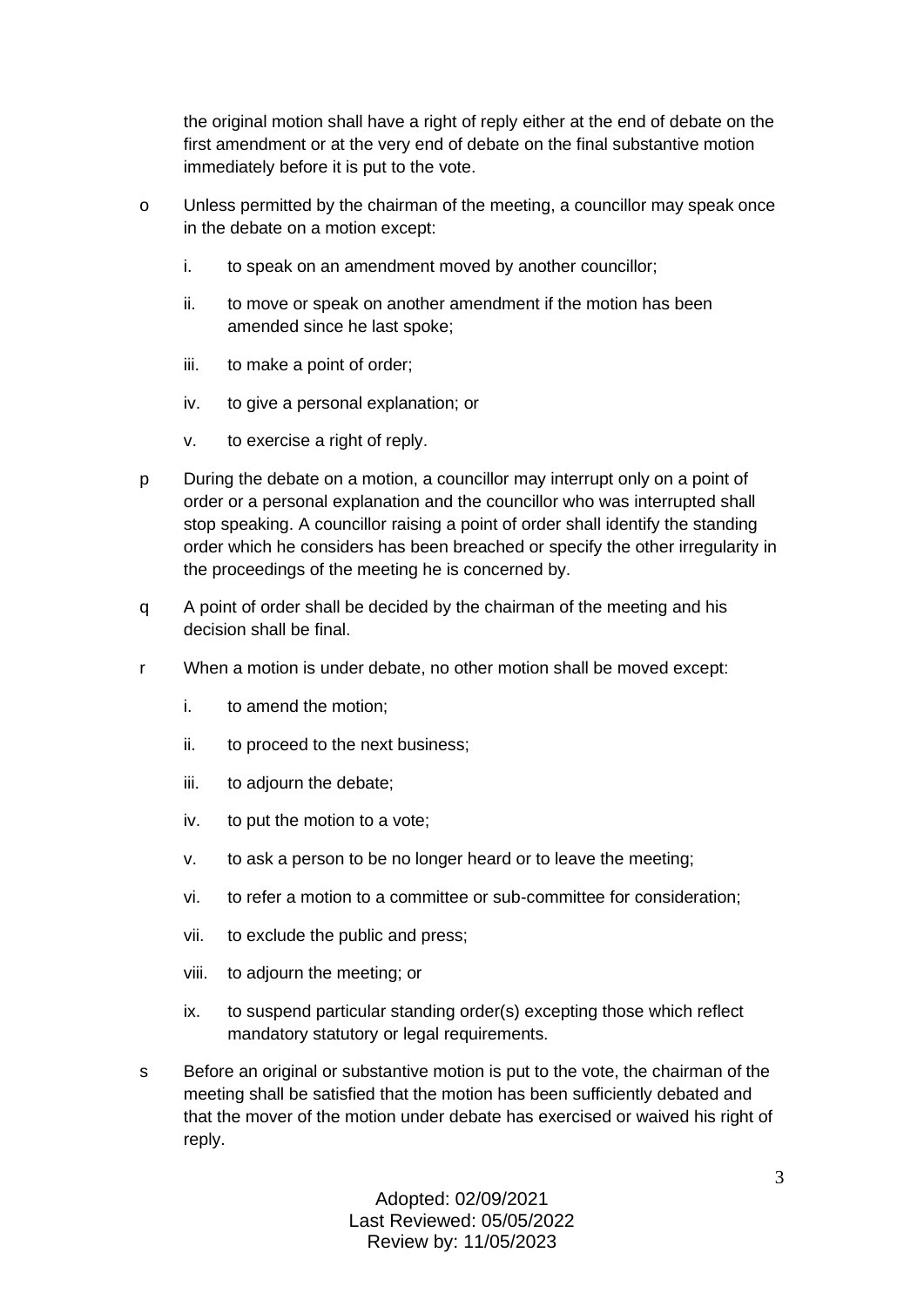the original motion shall have a right of reply either at the end of debate on the first amendment or at the very end of debate on the final substantive motion immediately before it is put to the vote.

o Unless permitted by the chairman of the meeting, a councillor may speak once in the debate on a motion except:

  i. to speak on an amendment moved by another councillor;

  ii. to move or speak on another amendment if the motion has been amended since he last spoke;

  iii. to make a point of order;

  iv. to give a personal explanation; or

  v. to exercise a right of reply.

p During the debate on a motion, a councillor may interrupt only on a point of order or a personal explanation and the councillor who was interrupted shall stop speaking. A councillor raising a point of order shall identify the standing order which he considers has been breached or specify the other irregularity in the proceedings of the meeting he is concerned by.

q A point of order shall be decided by the chairman of the meeting and his decision shall be final.

r When a motion is under debate, no other motion shall be moved except:

  i. to amend the motion;

  ii. to proceed to the next business;

  iii. to adjourn the debate;

  iv. to put the motion to a vote;

  v. to ask a person to be no longer heard or to leave the meeting;

  vi. to refer a motion to a committee or sub-committee for consideration;

  vii. to exclude the public and press;

  viii. to adjourn the meeting; or

  ix. to suspend particular standing order(s) excepting those which reflect mandatory statutory or legal requirements.

s Before an original or substantive motion is put to the vote, the chairman of the meeting shall be satisfied that the motion has been sufficiently debated and that the mover of the motion under debate has exercised or waived his right of reply.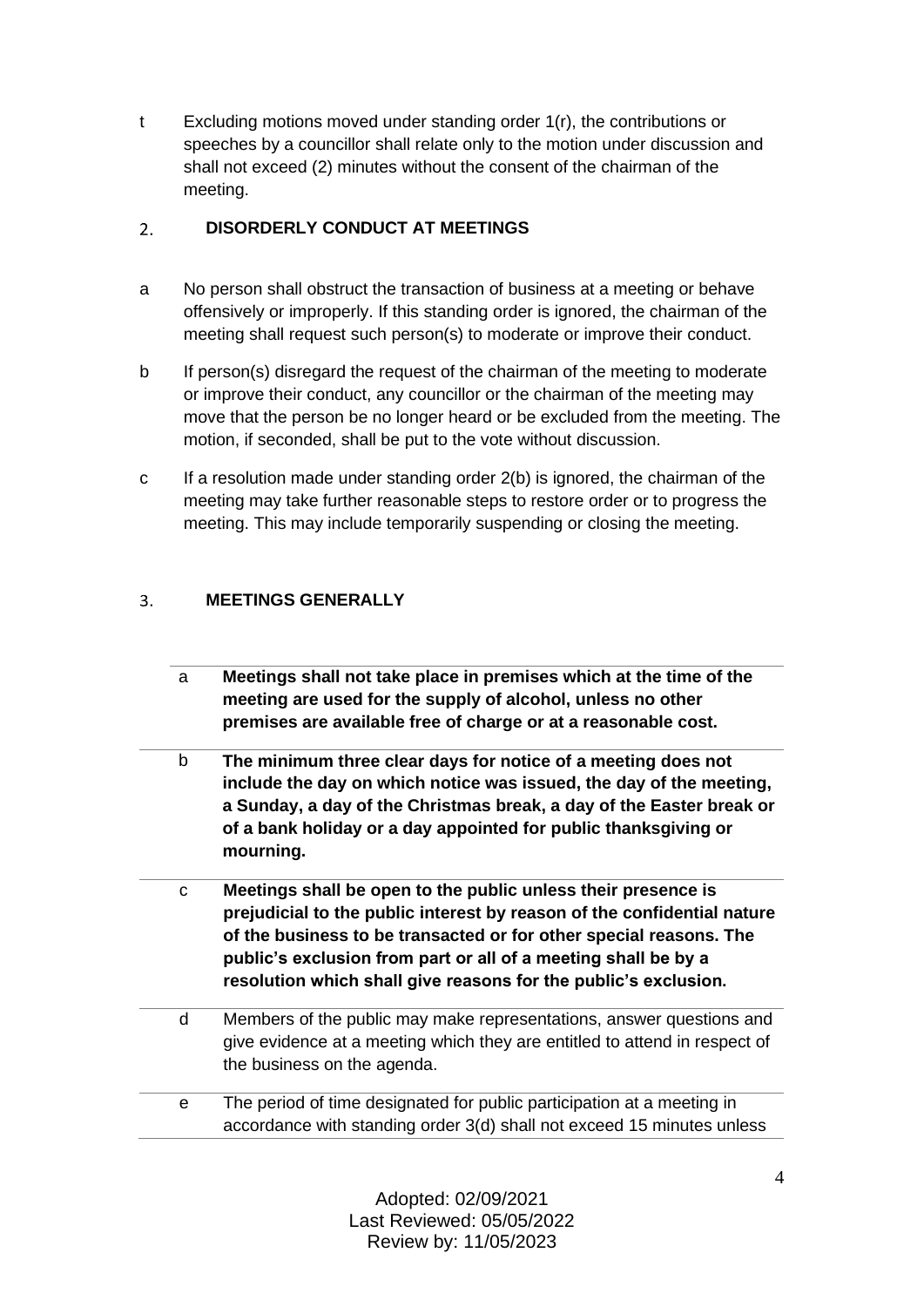t Excluding motions moved under standing order 1(r), the contributions or speeches by a councillor shall relate only to the motion under discussion and shall not exceed (2) minutes without the consent of the chairman of the meeting.

## 2. DISORDERLY CONDUCT AT MEETINGS

a No person shall obstruct the transaction of business at a meeting or behave offensively or improperly. If this standing order is ignored, the chairman of the meeting shall request such person(s) to moderate or improve their conduct.

b If person(s) disregard the request of the chairman of the meeting to moderate or improve their conduct, any councillor or the chairman of the meeting may move that the person be no longer heard or be excluded from the meeting. The motion, if seconded, shall be put to the vote without discussion.

c If a resolution made under standing order 2(b) is ignored, the chairman of the meeting may take further reasonable steps to restore order or to progress the meeting. This may include temporarily suspending or closing the meeting.

## 3. MEETINGS GENERALLY

a **Meetings shall not take place in premises which at the time of the meeting are used for the supply of alcohol, unless no other premises are available free of charge or at a reasonable cost.**

b **The minimum three clear days for notice of a meeting does not include the day on which notice was issued, the day of the meeting, a Sunday, a day of the Christmas break, a day of the Easter break or of a bank holiday or a day appointed for public thanksgiving or mourning.**

c **Meetings shall be open to the public unless their presence is prejudicial to the public interest by reason of the confidential nature of the business to be transacted or for other special reasons. The public's exclusion from part or all of a meeting shall be by a resolution which shall give reasons for the public's exclusion.**

d Members of the public may make representations, answer questions and give evidence at a meeting which they are entitled to attend in respect of the business on the agenda.

e The period of time designated for public participation at a meeting in accordance with standing order 3(d) shall not exceed 15 minutes unless

Adopted: 02/09/2021
Last Reviewed: 05/05/2022
Review by: 11/05/2023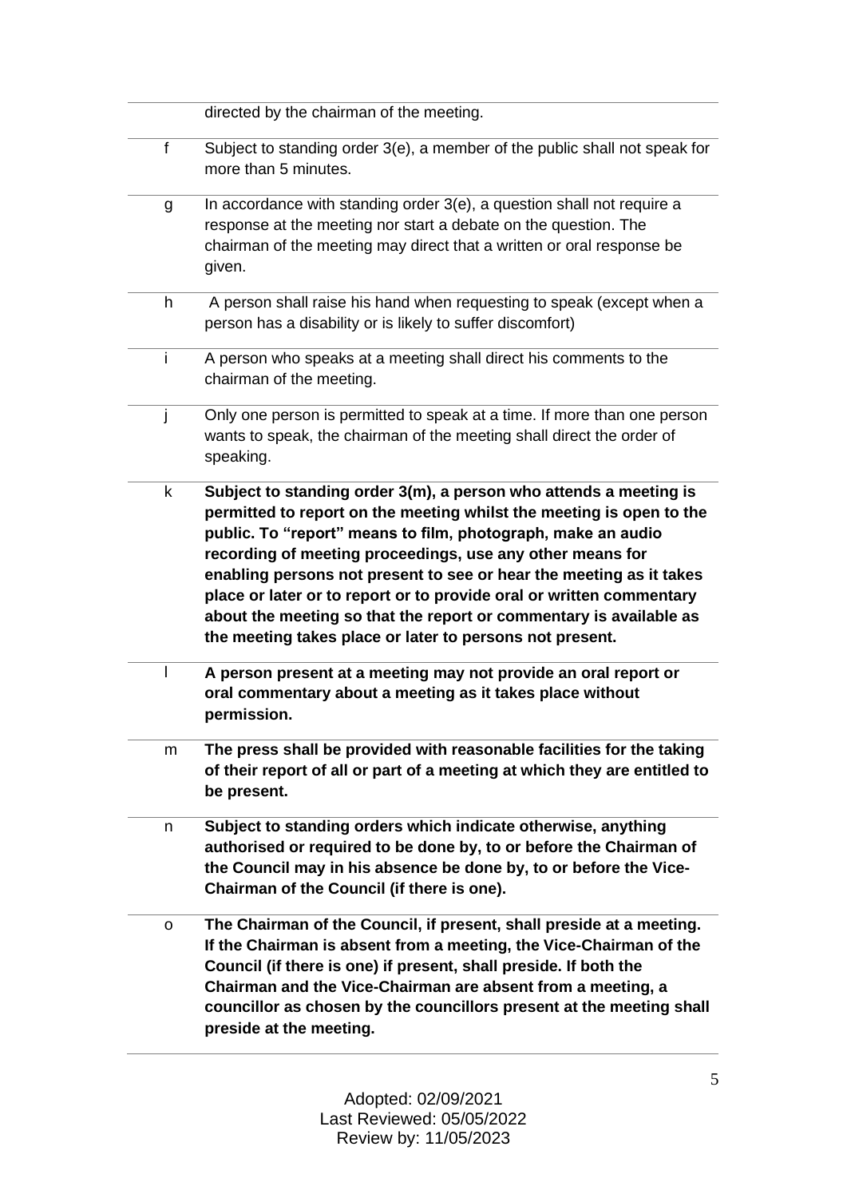| | |
|---|---|
| | directed by the chairman of the meeting. |
| f | Subject to standing order 3(e), a member of the public shall not speak for more than 5 minutes. |
| g | In accordance with standing order 3(e), a question shall not require a response at the meeting nor start a debate on the question. The chairman of the meeting may direct that a written or oral response be given. |
| h | A person shall raise his hand when requesting to speak (except when a person has a disability or is likely to suffer discomfort) |
| i | A person who speaks at a meeting shall direct his comments to the chairman of the meeting. |
| j | Only one person is permitted to speak at a time. If more than one person wants to speak, the chairman of the meeting shall direct the order of speaking. |
| k | **Subject to standing order 3(m), a person who attends a meeting is permitted to report on the meeting whilst the meeting is open to the public. To "report" means to film, photograph, make an audio recording of meeting proceedings, use any other means for enabling persons not present to see or hear the meeting as it takes place or later or to report or to provide oral or written commentary about the meeting so that the report or commentary is available as the meeting takes place or later to persons not present.** |
| l | **A person present at a meeting may not provide an oral report or oral commentary about a meeting as it takes place without permission.** |
| m | **The press shall be provided with reasonable facilities for the taking of their report of all or part of a meeting at which they are entitled to be present.** |
| n | **Subject to standing orders which indicate otherwise, anything authorised or required to be done by, to or before the Chairman of the Council may in his absence be done by, to or before the Vice-Chairman of the Council (if there is one).** |
| o | **The Chairman of the Council, if present, shall preside at a meeting. If the Chairman is absent from a meeting, the Vice-Chairman of the Council (if there is one) if present, shall preside. If both the Chairman and the Vice-Chairman are absent from a meeting, a councillor as chosen by the councillors present at the meeting shall preside at the meeting.** |

Adopted: 02/09/2021
Last Reviewed: 05/05/2022
Review by: 11/05/2023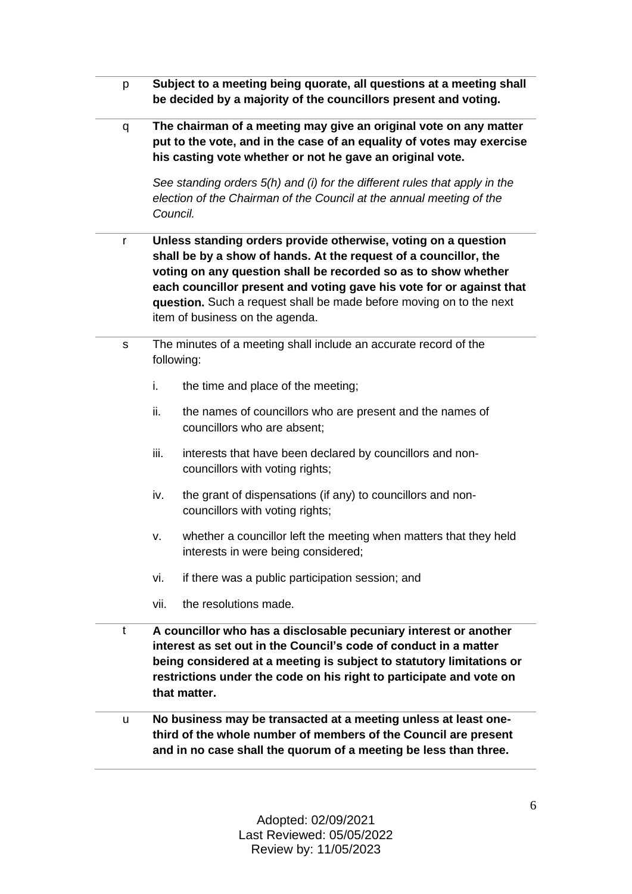p **Subject to a meeting being quorate, all questions at a meeting shall be decided by a majority of the councillors present and voting.**

q **The chairman of a meeting may give an original vote on any matter put to the vote, and in the case of an equality of votes may exercise his casting vote whether or not he gave an original vote.**

*See standing orders 5(h) and (i) for the different rules that apply in the election of the Chairman of the Council at the annual meeting of the Council.*

r **Unless standing orders provide otherwise, voting on a question shall be by a show of hands. At the request of a councillor, the voting on any question shall be recorded so as to show whether each councillor present and voting gave his vote for or against that question.** Such a request shall be made before moving on to the next item of business on the agenda.

s The minutes of a meeting shall include an accurate record of the following:

i. the time and place of the meeting;

ii. the names of councillors who are present and the names of councillors who are absent;

iii. interests that have been declared by councillors and non-councillors with voting rights;

iv. the grant of dispensations (if any) to councillors and non-councillors with voting rights;

v. whether a councillor left the meeting when matters that they held interests in were being considered;

vi. if there was a public participation session; and

vii. the resolutions made.

t **A councillor who has a disclosable pecuniary interest or another interest as set out in the Council's code of conduct in a matter being considered at a meeting is subject to statutory limitations or restrictions under the code on his right to participate and vote on that matter.**

u **No business may be transacted at a meeting unless at least one-third of the whole number of members of the Council are present and in no case shall the quorum of a meeting be less than three.**

Adopted: 02/09/2021
Last Reviewed: 05/05/2022
Review by: 11/05/2023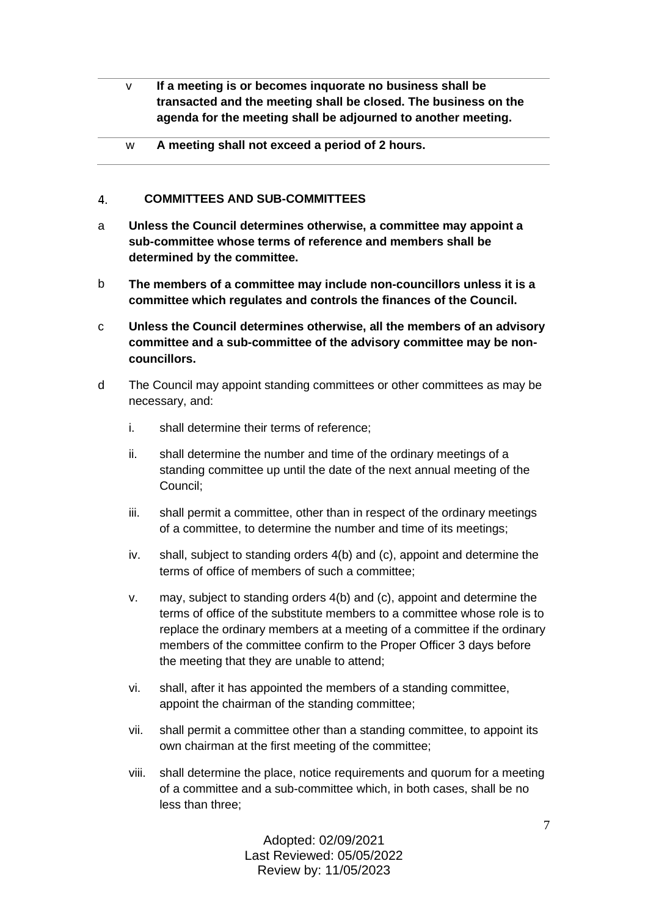v **If a meeting is or becomes inquorate no business shall be transacted and the meeting shall be closed. The business on the agenda for the meeting shall be adjourned to another meeting.**

w **A meeting shall not exceed a period of 2 hours.**

## 4. COMMITTEES AND SUB-COMMITTEES

a **Unless the Council determines otherwise, a committee may appoint a sub-committee whose terms of reference and members shall be determined by the committee.**

b **The members of a committee may include non-councillors unless it is a committee which regulates and controls the finances of the Council.**

c **Unless the Council determines otherwise, all the members of an advisory committee and a sub-committee of the advisory committee may be non-councillors.**

d The Council may appoint standing committees or other committees as may be necessary, and:

i. shall determine their terms of reference;

ii. shall determine the number and time of the ordinary meetings of a standing committee up until the date of the next annual meeting of the Council;

iii. shall permit a committee, other than in respect of the ordinary meetings of a committee, to determine the number and time of its meetings;

iv. shall, subject to standing orders 4(b) and (c), appoint and determine the terms of office of members of such a committee;

v. may, subject to standing orders 4(b) and (c), appoint and determine the terms of office of the substitute members to a committee whose role is to replace the ordinary members at a meeting of a committee if the ordinary members of the committee confirm to the Proper Officer 3 days before the meeting that they are unable to attend;

vi. shall, after it has appointed the members of a standing committee, appoint the chairman of the standing committee;

vii. shall permit a committee other than a standing committee, to appoint its own chairman at the first meeting of the committee;

viii. shall determine the place, notice requirements and quorum for a meeting of a committee and a sub-committee which, in both cases, shall be no less than three;

Adopted: 02/09/2021
Last Reviewed: 05/05/2022
Review by: 11/05/2023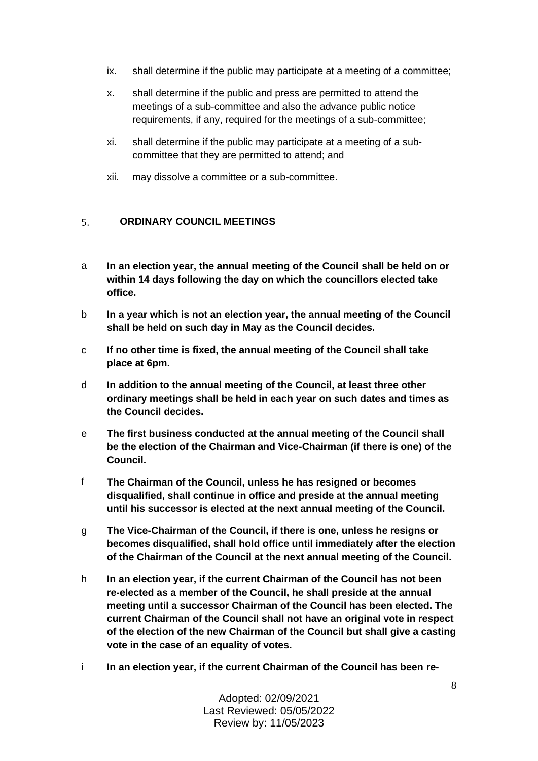ix. shall determine if the public may participate at a meeting of a committee;

x. shall determine if the public and press are permitted to attend the meetings of a sub-committee and also the advance public notice requirements, if any, required for the meetings of a sub-committee;

xi. shall determine if the public may participate at a meeting of a sub-committee that they are permitted to attend; and

xii. may dissolve a committee or a sub-committee.

## 5. ORDINARY COUNCIL MEETINGS

a **In an election year, the annual meeting of the Council shall be held on or within 14 days following the day on which the councillors elected take office.**

b **In a year which is not an election year, the annual meeting of the Council shall be held on such day in May as the Council decides.**

c **If no other time is fixed, the annual meeting of the Council shall take place at 6pm.**

d **In addition to the annual meeting of the Council, at least three other ordinary meetings shall be held in each year on such dates and times as the Council decides.**

e **The first business conducted at the annual meeting of the Council shall be the election of the Chairman and Vice-Chairman (if there is one) of the Council.**

f **The Chairman of the Council, unless he has resigned or becomes disqualified, shall continue in office and preside at the annual meeting until his successor is elected at the next annual meeting of the Council.**

g **The Vice-Chairman of the Council, if there is one, unless he resigns or becomes disqualified, shall hold office until immediately after the election of the Chairman of the Council at the next annual meeting of the Council.**

h **In an election year, if the current Chairman of the Council has not been re-elected as a member of the Council, he shall preside at the annual meeting until a successor Chairman of the Council has been elected. The current Chairman of the Council shall not have an original vote in respect of the election of the new Chairman of the Council but shall give a casting vote in the case of an equality of votes.**

i **In an election year, if the current Chairman of the Council has been re-**

Adopted: 02/09/2021
Last Reviewed: 05/05/2022
Review by: 11/05/2023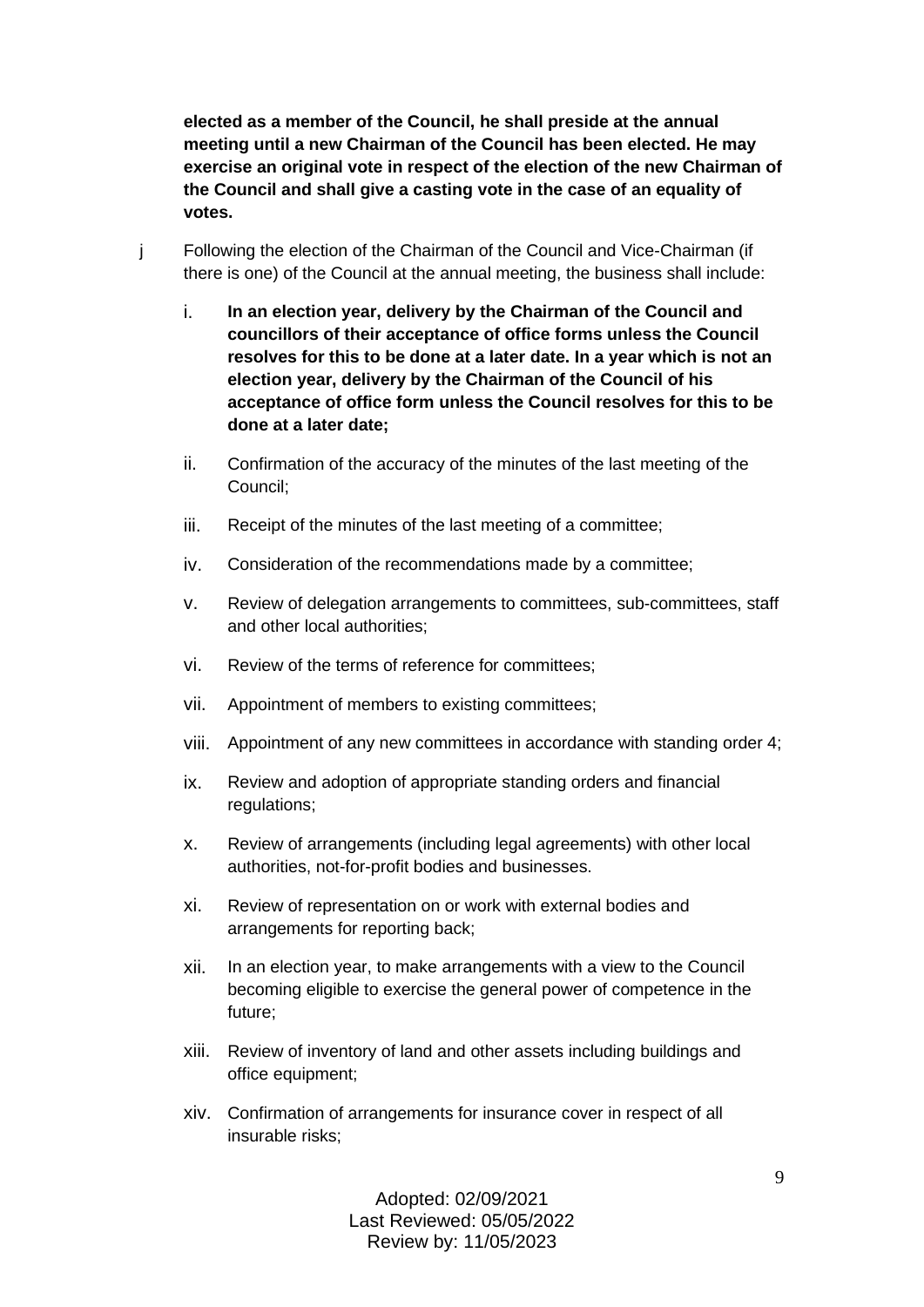**elected as a member of the Council, he shall preside at the annual meeting until a new Chairman of the Council has been elected. He may exercise an original vote in respect of the election of the new Chairman of the Council and shall give a casting vote in the case of an equality of votes.**

j Following the election of the Chairman of the Council and Vice-Chairman (if there is one) of the Council at the annual meeting, the business shall include:

i. **In an election year, delivery by the Chairman of the Council and councillors of their acceptance of office forms unless the Council resolves for this to be done at a later date. In a year which is not an election year, delivery by the Chairman of the Council of his acceptance of office form unless the Council resolves for this to be done at a later date;**

ii. Confirmation of the accuracy of the minutes of the last meeting of the Council;

iii. Receipt of the minutes of the last meeting of a committee;

iv. Consideration of the recommendations made by a committee;

v. Review of delegation arrangements to committees, sub-committees, staff and other local authorities;

vi. Review of the terms of reference for committees;

vii. Appointment of members to existing committees;

viii. Appointment of any new committees in accordance with standing order 4;

ix. Review and adoption of appropriate standing orders and financial regulations;

x. Review of arrangements (including legal agreements) with other local authorities, not-for-profit bodies and businesses.

xi. Review of representation on or work with external bodies and arrangements for reporting back;

xii. In an election year, to make arrangements with a view to the Council becoming eligible to exercise the general power of competence in the future;

xiii. Review of inventory of land and other assets including buildings and office equipment;

xiv. Confirmation of arrangements for insurance cover in respect of all insurable risks;

Adopted: 02/09/2021
Last Reviewed: 05/05/2022
Review by: 11/05/2023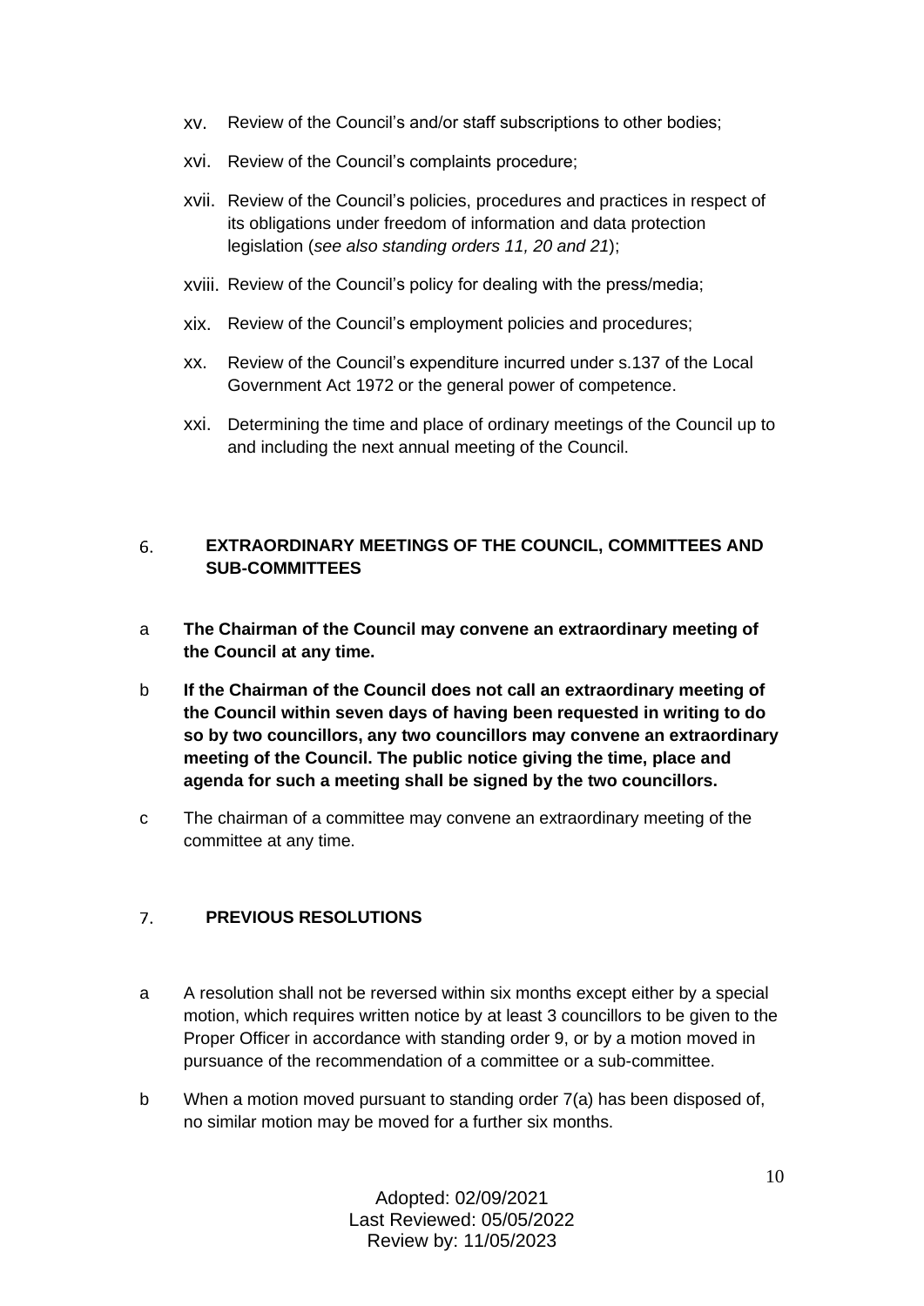xv. Review of the Council's and/or staff subscriptions to other bodies;

xvi. Review of the Council's complaints procedure;

xvii. Review of the Council's policies, procedures and practices in respect of its obligations under freedom of information and data protection legislation (*see also standing orders 11, 20 and 21*);

xviii. Review of the Council's policy for dealing with the press/media;

xix. Review of the Council's employment policies and procedures;

xx. Review of the Council's expenditure incurred under s.137 of the Local Government Act 1972 or the general power of competence.

xxi. Determining the time and place of ordinary meetings of the Council up to and including the next annual meeting of the Council.

## 6. EXTRAORDINARY MEETINGS OF THE COUNCIL, COMMITTEES AND SUB-COMMITTEES

a **The Chairman of the Council may convene an extraordinary meeting of the Council at any time.**

b **If the Chairman of the Council does not call an extraordinary meeting of the Council within seven days of having been requested in writing to do so by two councillors, any two councillors may convene an extraordinary meeting of the Council. The public notice giving the time, place and agenda for such a meeting shall be signed by the two councillors.**

c The chairman of a committee may convene an extraordinary meeting of the committee at any time.

## 7. PREVIOUS RESOLUTIONS

a A resolution shall not be reversed within six months except either by a special motion, which requires written notice by at least 3 councillors to be given to the Proper Officer in accordance with standing order 9, or by a motion moved in pursuance of the recommendation of a committee or a sub-committee.

b When a motion moved pursuant to standing order 7(a) has been disposed of, no similar motion may be moved for a further six months.

Adopted: 02/09/2021
Last Reviewed: 05/05/2022
Review by: 11/05/2023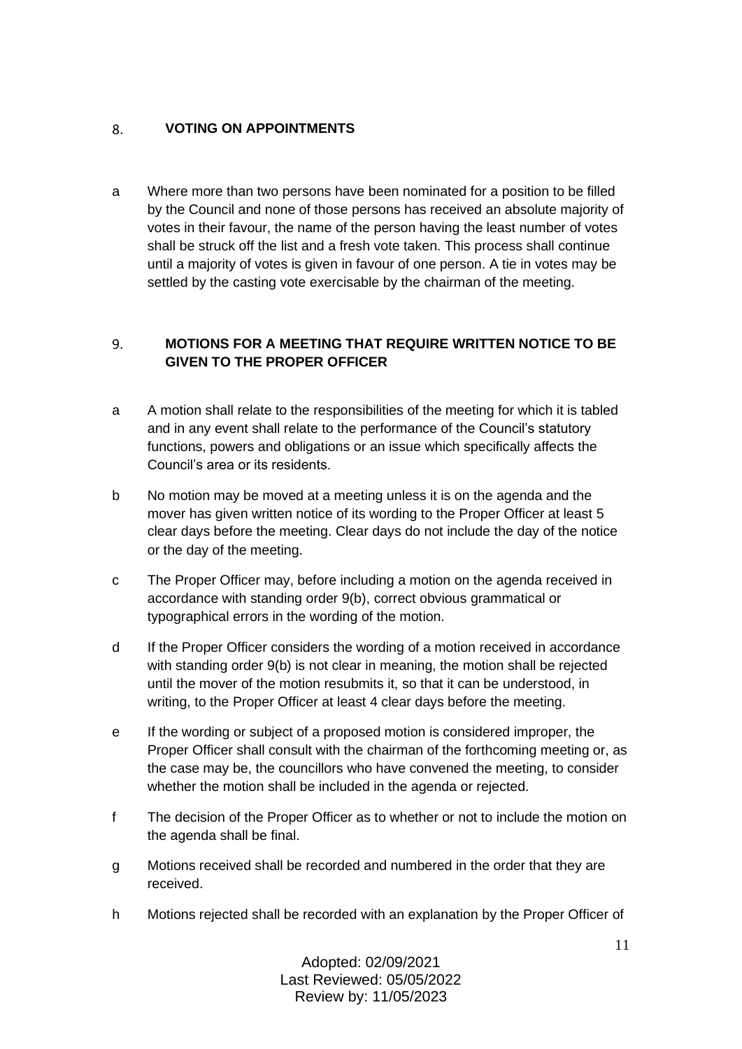## 8. VOTING ON APPOINTMENTS

a Where more than two persons have been nominated for a position to be filled by the Council and none of those persons has received an absolute majority of votes in their favour, the name of the person having the least number of votes shall be struck off the list and a fresh vote taken. This process shall continue until a majority of votes is given in favour of one person. A tie in votes may be settled by the casting vote exercisable by the chairman of the meeting.

## 9. MOTIONS FOR A MEETING THAT REQUIRE WRITTEN NOTICE TO BE GIVEN TO THE PROPER OFFICER

a A motion shall relate to the responsibilities of the meeting for which it is tabled and in any event shall relate to the performance of the Council's statutory functions, powers and obligations or an issue which specifically affects the Council's area or its residents.

b No motion may be moved at a meeting unless it is on the agenda and the mover has given written notice of its wording to the Proper Officer at least 5 clear days before the meeting. Clear days do not include the day of the notice or the day of the meeting.

c The Proper Officer may, before including a motion on the agenda received in accordance with standing order 9(b), correct obvious grammatical or typographical errors in the wording of the motion.

d If the Proper Officer considers the wording of a motion received in accordance with standing order 9(b) is not clear in meaning, the motion shall be rejected until the mover of the motion resubmits it, so that it can be understood, in writing, to the Proper Officer at least 4 clear days before the meeting.

e If the wording or subject of a proposed motion is considered improper, the Proper Officer shall consult with the chairman of the forthcoming meeting or, as the case may be, the councillors who have convened the meeting, to consider whether the motion shall be included in the agenda or rejected.

f The decision of the Proper Officer as to whether or not to include the motion on the agenda shall be final.

g Motions received shall be recorded and numbered in the order that they are received.

h Motions rejected shall be recorded with an explanation by the Proper Officer of

Adopted: 02/09/2021
Last Reviewed: 05/05/2022
Review by: 11/05/2023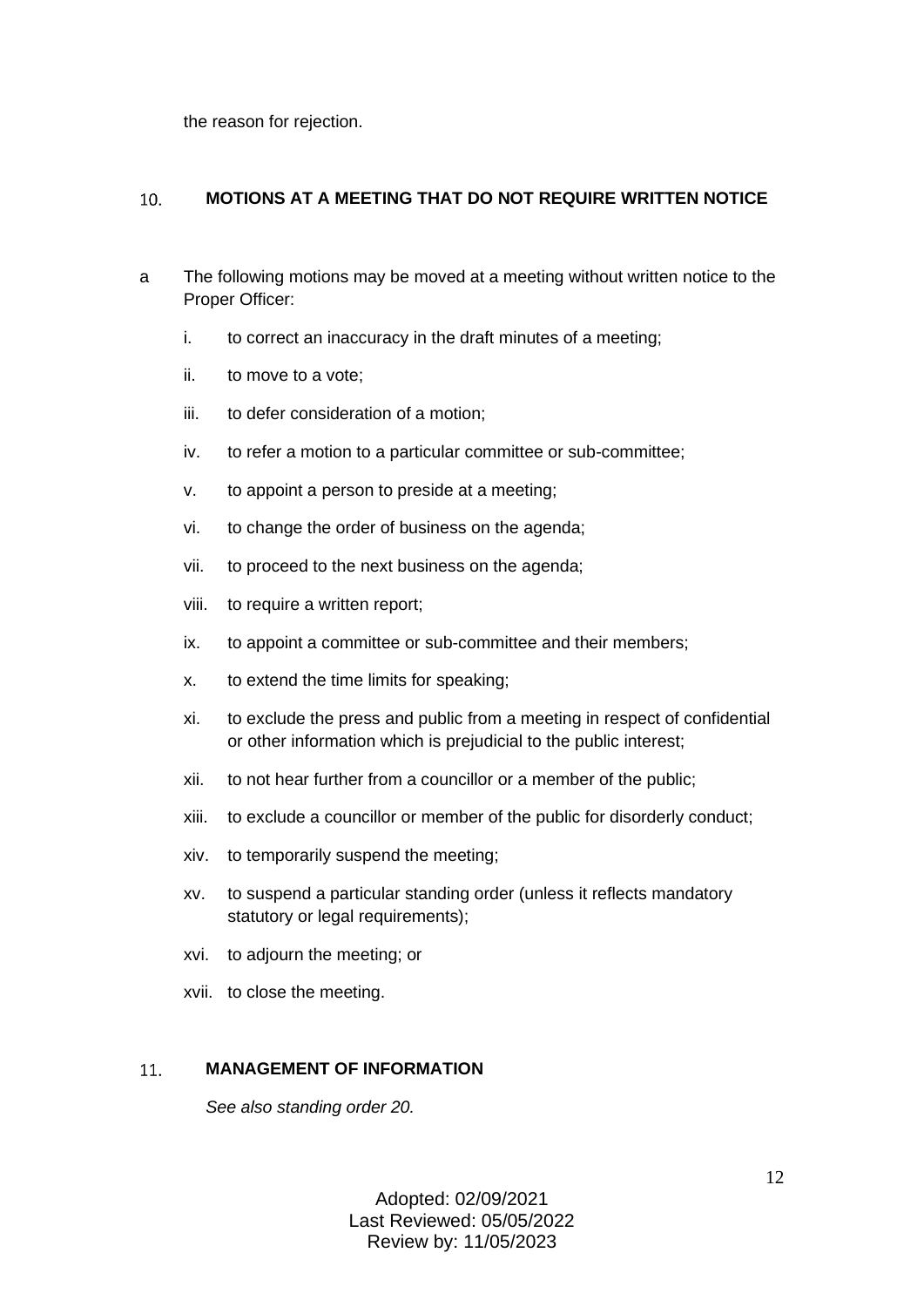the reason for rejection.

## 10. MOTIONS AT A MEETING THAT DO NOT REQUIRE WRITTEN NOTICE

a The following motions may be moved at a meeting without written notice to the Proper Officer:

i. to correct an inaccuracy in the draft minutes of a meeting;

ii. to move to a vote;

iii. to defer consideration of a motion;

iv. to refer a motion to a particular committee or sub-committee;

v. to appoint a person to preside at a meeting;

vi. to change the order of business on the agenda;

vii. to proceed to the next business on the agenda;

viii. to require a written report;

ix. to appoint a committee or sub-committee and their members;

x. to extend the time limits for speaking;

xi. to exclude the press and public from a meeting in respect of confidential or other information which is prejudicial to the public interest;

xii. to not hear further from a councillor or a member of the public;

xiii. to exclude a councillor or member of the public for disorderly conduct;

xiv. to temporarily suspend the meeting;

xv. to suspend a particular standing order (unless it reflects mandatory statutory or legal requirements);

xvi. to adjourn the meeting; or

xvii. to close the meeting.

## 11. MANAGEMENT OF INFORMATION

*See also standing order 20.*

Adopted: 02/09/2021
Last Reviewed: 05/05/2022
Review by: 11/05/2023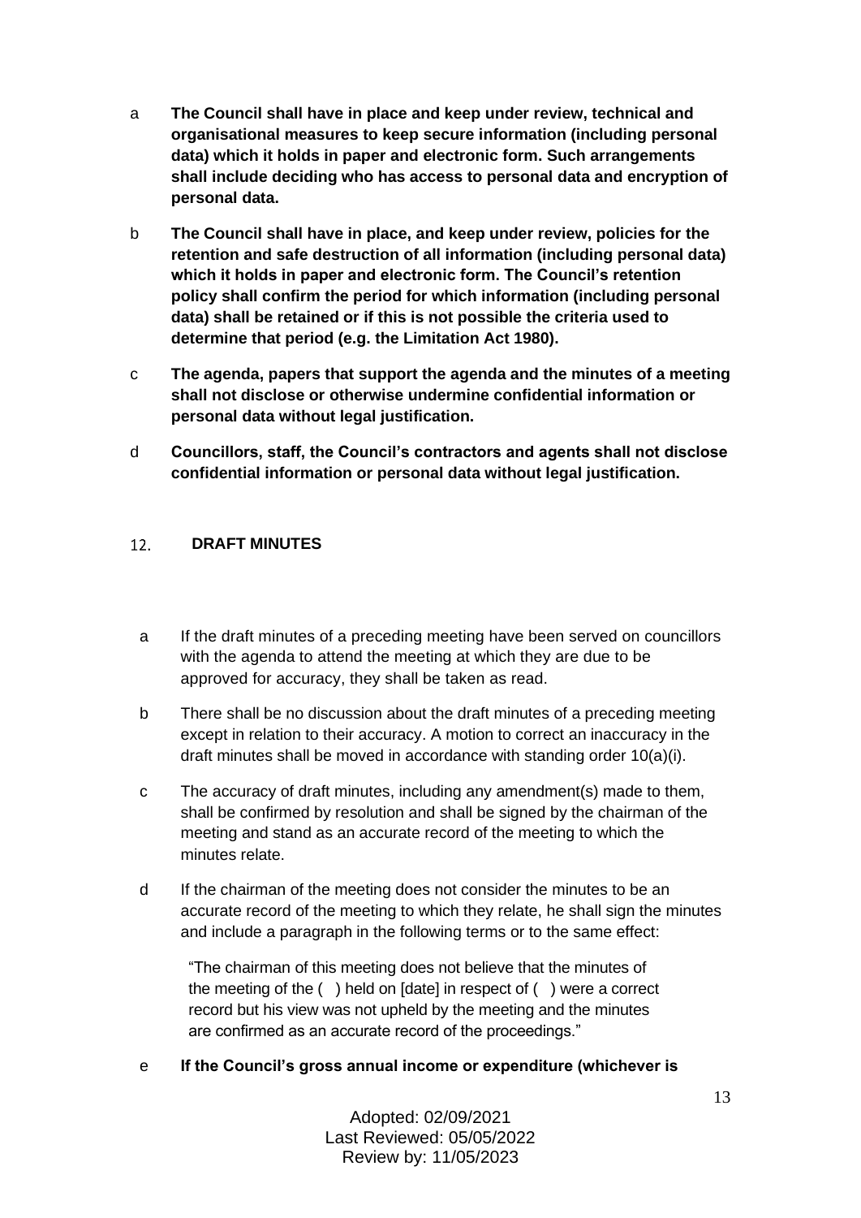a **The Council shall have in place and keep under review, technical and organisational measures to keep secure information (including personal data) which it holds in paper and electronic form. Such arrangements shall include deciding who has access to personal data and encryption of personal data.**

b **The Council shall have in place, and keep under review, policies for the retention and safe destruction of all information (including personal data) which it holds in paper and electronic form. The Council's retention policy shall confirm the period for which information (including personal data) shall be retained or if this is not possible the criteria used to determine that period (e.g. the Limitation Act 1980).**

c **The agenda, papers that support the agenda and the minutes of a meeting shall not disclose or otherwise undermine confidential information or personal data without legal justification.**

d **Councillors, staff, the Council's contractors and agents shall not disclose confidential information or personal data without legal justification.**

## 12. DRAFT MINUTES

a If the draft minutes of a preceding meeting have been served on councillors with the agenda to attend the meeting at which they are due to be approved for accuracy, they shall be taken as read.

b There shall be no discussion about the draft minutes of a preceding meeting except in relation to their accuracy. A motion to correct an inaccuracy in the draft minutes shall be moved in accordance with standing order 10(a)(i).

c The accuracy of draft minutes, including any amendment(s) made to them, shall be confirmed by resolution and shall be signed by the chairman of the meeting and stand as an accurate record of the meeting to which the minutes relate.

d If the chairman of the meeting does not consider the minutes to be an accurate record of the meeting to which they relate, he shall sign the minutes and include a paragraph in the following terms or to the same effect:

> "The chairman of this meeting does not believe that the minutes of the meeting of the ( ) held on [date] in respect of ( ) were a correct record but his view was not upheld by the meeting and the minutes are confirmed as an accurate record of the proceedings."

e **If the Council's gross annual income or expenditure (whichever is**

Adopted: 02/09/2021
Last Reviewed: 05/05/2022
Review by: 11/05/2023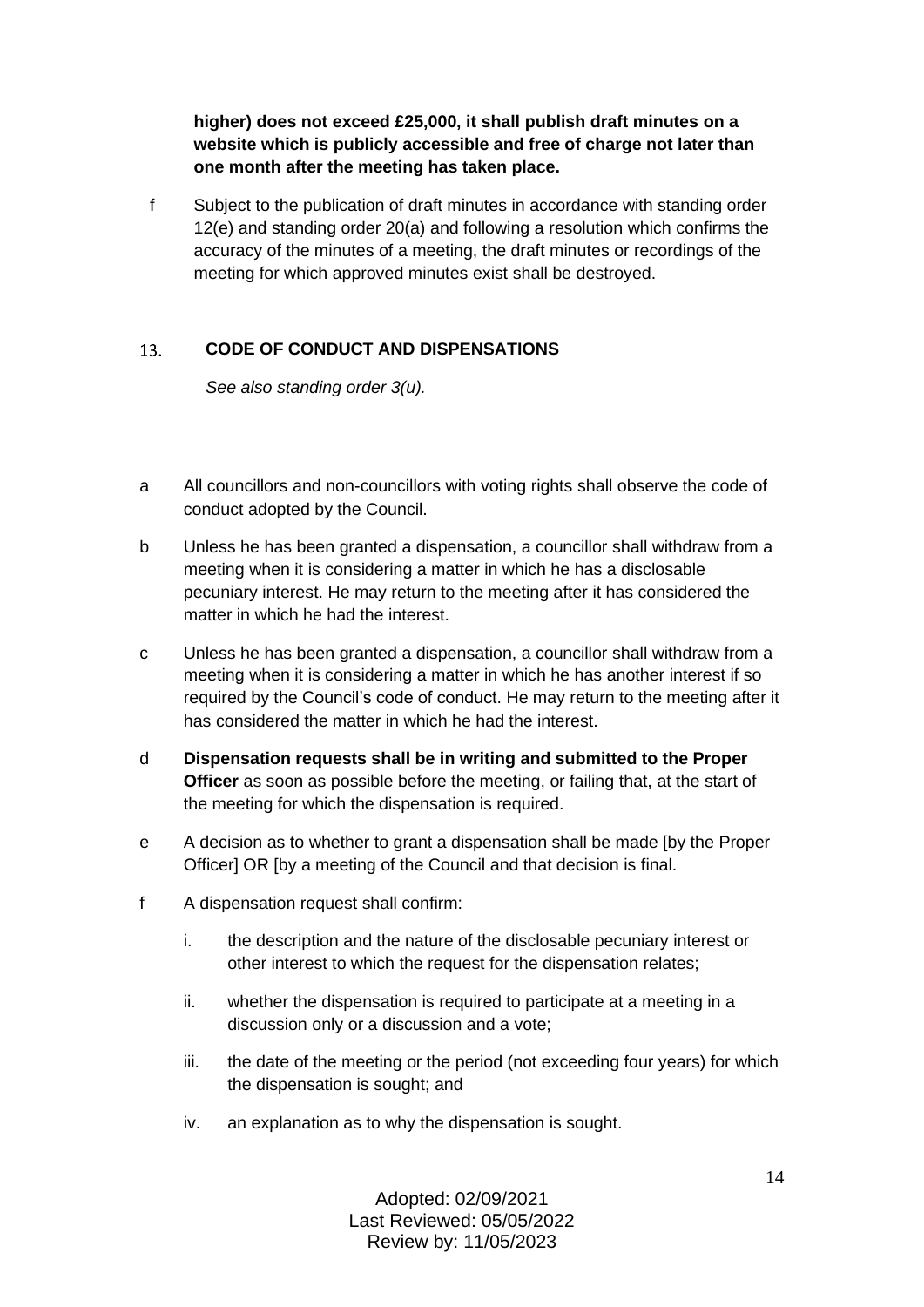**higher) does not exceed £25,000, it shall publish draft minutes on a website which is publicly accessible and free of charge not later than one month after the meeting has taken place.**

f Subject to the publication of draft minutes in accordance with standing order 12(e) and standing order 20(a) and following a resolution which confirms the accuracy of the minutes of a meeting, the draft minutes or recordings of the meeting for which approved minutes exist shall be destroyed.

## 13. CODE OF CONDUCT AND DISPENSATIONS

*See also standing order 3(u).*

a All councillors and non-councillors with voting rights shall observe the code of conduct adopted by the Council.

b Unless he has been granted a dispensation, a councillor shall withdraw from a meeting when it is considering a matter in which he has a disclosable pecuniary interest. He may return to the meeting after it has considered the matter in which he had the interest.

c Unless he has been granted a dispensation, a councillor shall withdraw from a meeting when it is considering a matter in which he has another interest if so required by the Council's code of conduct. He may return to the meeting after it has considered the matter in which he had the interest.

d **Dispensation requests shall be in writing and submitted to the Proper Officer** as soon as possible before the meeting, or failing that, at the start of the meeting for which the dispensation is required.

e A decision as to whether to grant a dispensation shall be made [by the Proper Officer] OR [by a meeting of the Council and that decision is final.

f A dispensation request shall confirm:

i. the description and the nature of the disclosable pecuniary interest or other interest to which the request for the dispensation relates;

ii. whether the dispensation is required to participate at a meeting in a discussion only or a discussion and a vote;

iii. the date of the meeting or the period (not exceeding four years) for which the dispensation is sought; and

iv. an explanation as to why the dispensation is sought.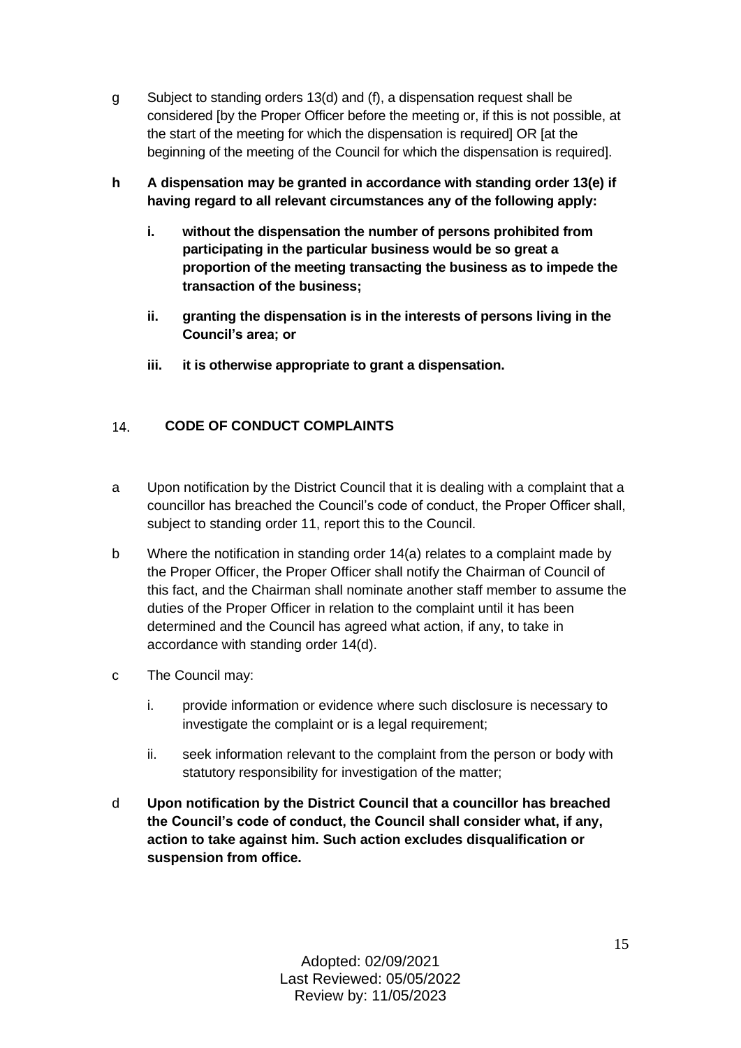g Subject to standing orders 13(d) and (f), a dispensation request shall be considered [by the Proper Officer before the meeting or, if this is not possible, at the start of the meeting for which the dispensation is required] OR [at the beginning of the meeting of the Council for which the dispensation is required].

**h A dispensation may be granted in accordance with standing order 13(e) if having regard to all relevant circumstances any of the following apply:**

**i. without the dispensation the number of persons prohibited from participating in the particular business would be so great a proportion of the meeting transacting the business as to impede the transaction of the business;**

**ii. granting the dispensation is in the interests of persons living in the Council's area; or**

**iii. it is otherwise appropriate to grant a dispensation.**

## 14. CODE OF CONDUCT COMPLAINTS

a Upon notification by the District Council that it is dealing with a complaint that a councillor has breached the Council's code of conduct, the Proper Officer shall, subject to standing order 11, report this to the Council.

b Where the notification in standing order 14(a) relates to a complaint made by the Proper Officer, the Proper Officer shall notify the Chairman of Council of this fact, and the Chairman shall nominate another staff member to assume the duties of the Proper Officer in relation to the complaint until it has been determined and the Council has agreed what action, if any, to take in accordance with standing order 14(d).

c The Council may:

i. provide information or evidence where such disclosure is necessary to investigate the complaint or is a legal requirement;

ii. seek information relevant to the complaint from the person or body with statutory responsibility for investigation of the matter;

d **Upon notification by the District Council that a councillor has breached the Council's code of conduct, the Council shall consider what, if any, action to take against him. Such action excludes disqualification or suspension from office.**

Adopted: 02/09/2021
Last Reviewed: 05/05/2022
Review by: 11/05/2023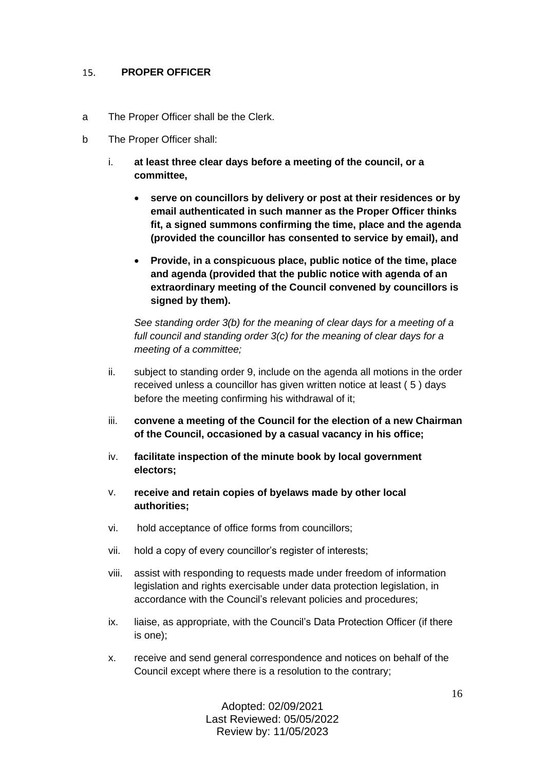## 15. PROPER OFFICER

a The Proper Officer shall be the Clerk.

b The Proper Officer shall:

i. **at least three clear days before a meeting of the council, or a committee,**

- **serve on councillors by delivery or post at their residences or by email authenticated in such manner as the Proper Officer thinks fit, a signed summons confirming the time, place and the agenda (provided the councillor has consented to service by email), and**
- **Provide, in a conspicuous place, public notice of the time, place and agenda (provided that the public notice with agenda of an extraordinary meeting of the Council convened by councillors is signed by them).**

*See standing order 3(b) for the meaning of clear days for a meeting of a full council and standing order 3(c) for the meaning of clear days for a meeting of a committee;*

ii. subject to standing order 9, include on the agenda all motions in the order received unless a councillor has given written notice at least ( 5 ) days before the meeting confirming his withdrawal of it;

iii. **convene a meeting of the Council for the election of a new Chairman of the Council, occasioned by a casual vacancy in his office;**

iv. **facilitate inspection of the minute book by local government electors;**

v. **receive and retain copies of byelaws made by other local authorities;**

vi. hold acceptance of office forms from councillors;

vii. hold a copy of every councillor's register of interests;

viii. assist with responding to requests made under freedom of information legislation and rights exercisable under data protection legislation, in accordance with the Council's relevant policies and procedures;

ix. liaise, as appropriate, with the Council's Data Protection Officer (if there is one);

x. receive and send general correspondence and notices on behalf of the Council except where there is a resolution to the contrary;

Adopted: 02/09/2021
Last Reviewed: 05/05/2022
Review by: 11/05/2023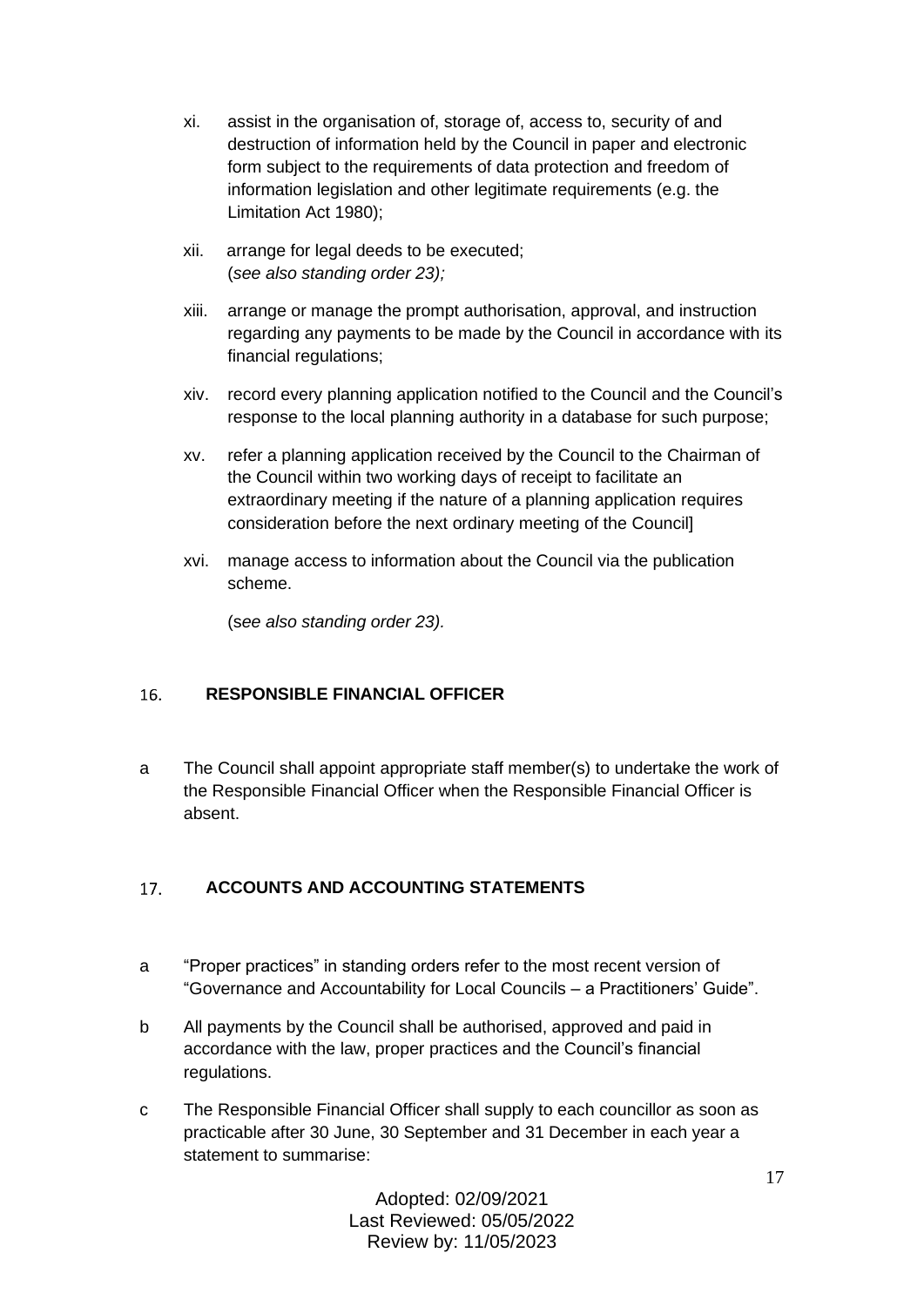xi. assist in the organisation of, storage of, access to, security of and destruction of information held by the Council in paper and electronic form subject to the requirements of data protection and freedom of information legislation and other legitimate requirements (e.g. the Limitation Act 1980);

xii. arrange for legal deeds to be executed;
(*see also standing order 23);*

xiii. arrange or manage the prompt authorisation, approval, and instruction regarding any payments to be made by the Council in accordance with its financial regulations;

xiv. record every planning application notified to the Council and the Council's response to the local planning authority in a database for such purpose;

xv. refer a planning application received by the Council to the Chairman of the Council within two working days of receipt to facilitate an extraordinary meeting if the nature of a planning application requires consideration before the next ordinary meeting of the Council]

xvi. manage access to information about the Council via the publication scheme.

(*see also standing order 23).*

## 16. RESPONSIBLE FINANCIAL OFFICER

a The Council shall appoint appropriate staff member(s) to undertake the work of the Responsible Financial Officer when the Responsible Financial Officer is absent.

## 17. ACCOUNTS AND ACCOUNTING STATEMENTS

a "Proper practices" in standing orders refer to the most recent version of "Governance and Accountability for Local Councils – a Practitioners' Guide".

b All payments by the Council shall be authorised, approved and paid in accordance with the law, proper practices and the Council's financial regulations.

c The Responsible Financial Officer shall supply to each councillor as soon as practicable after 30 June, 30 September and 31 December in each year a statement to summarise:

Adopted: 02/09/2021
Last Reviewed: 05/05/2022
Review by: 11/05/2023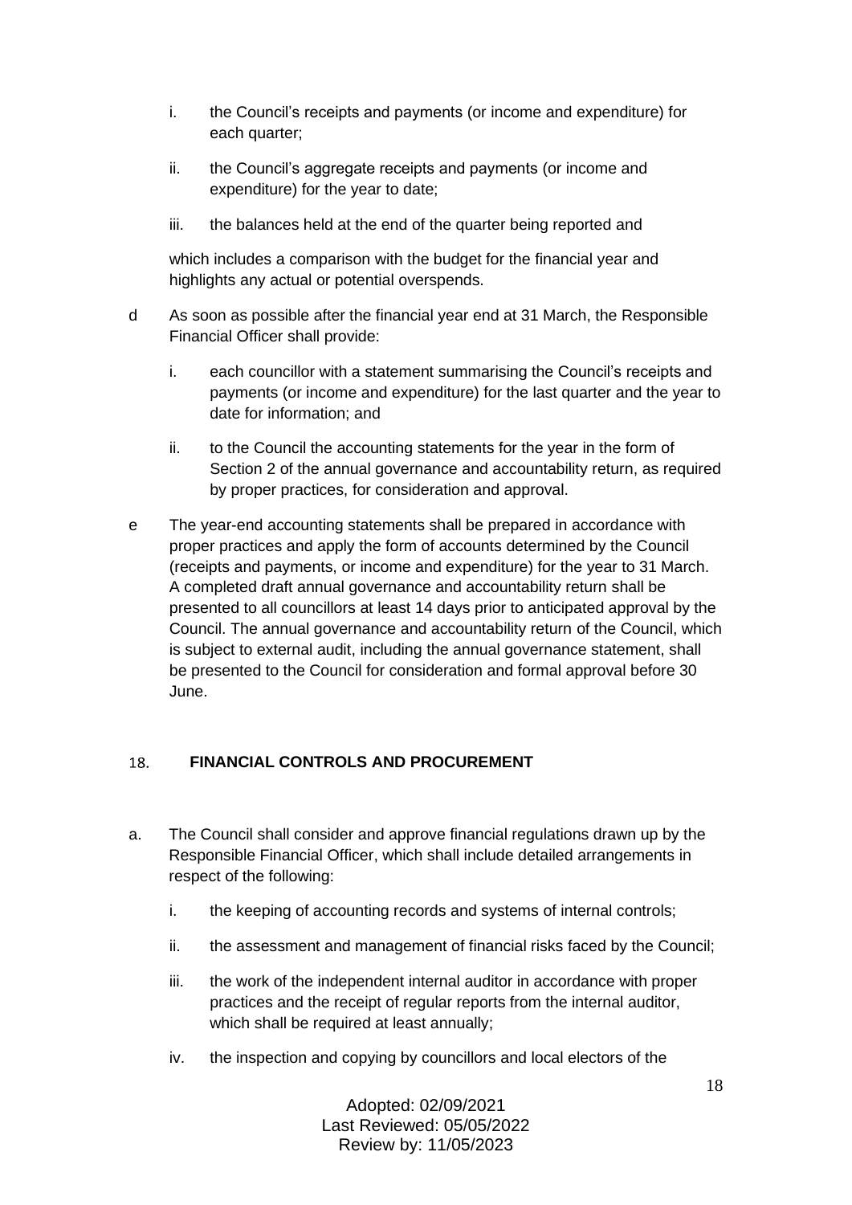i. the Council's receipts and payments (or income and expenditure) for each quarter;

ii. the Council's aggregate receipts and payments (or income and expenditure) for the year to date;

iii. the balances held at the end of the quarter being reported and

which includes a comparison with the budget for the financial year and highlights any actual or potential overspends.

d As soon as possible after the financial year end at 31 March, the Responsible Financial Officer shall provide:

i. each councillor with a statement summarising the Council's receipts and payments (or income and expenditure) for the last quarter and the year to date for information; and

ii. to the Council the accounting statements for the year in the form of Section 2 of the annual governance and accountability return, as required by proper practices, for consideration and approval.

e The year-end accounting statements shall be prepared in accordance with proper practices and apply the form of accounts determined by the Council (receipts and payments, or income and expenditure) for the year to 31 March. A completed draft annual governance and accountability return shall be presented to all councillors at least 14 days prior to anticipated approval by the Council. The annual governance and accountability return of the Council, which is subject to external audit, including the annual governance statement, shall be presented to the Council for consideration and formal approval before 30 June.

## 18. FINANCIAL CONTROLS AND PROCUREMENT

a. The Council shall consider and approve financial regulations drawn up by the Responsible Financial Officer, which shall include detailed arrangements in respect of the following:

i. the keeping of accounting records and systems of internal controls;

ii. the assessment and management of financial risks faced by the Council;

iii. the work of the independent internal auditor in accordance with proper practices and the receipt of regular reports from the internal auditor, which shall be required at least annually;

iv. the inspection and copying by councillors and local electors of the

Adopted: 02/09/2021
Last Reviewed: 05/05/2022
Review by: 11/05/2023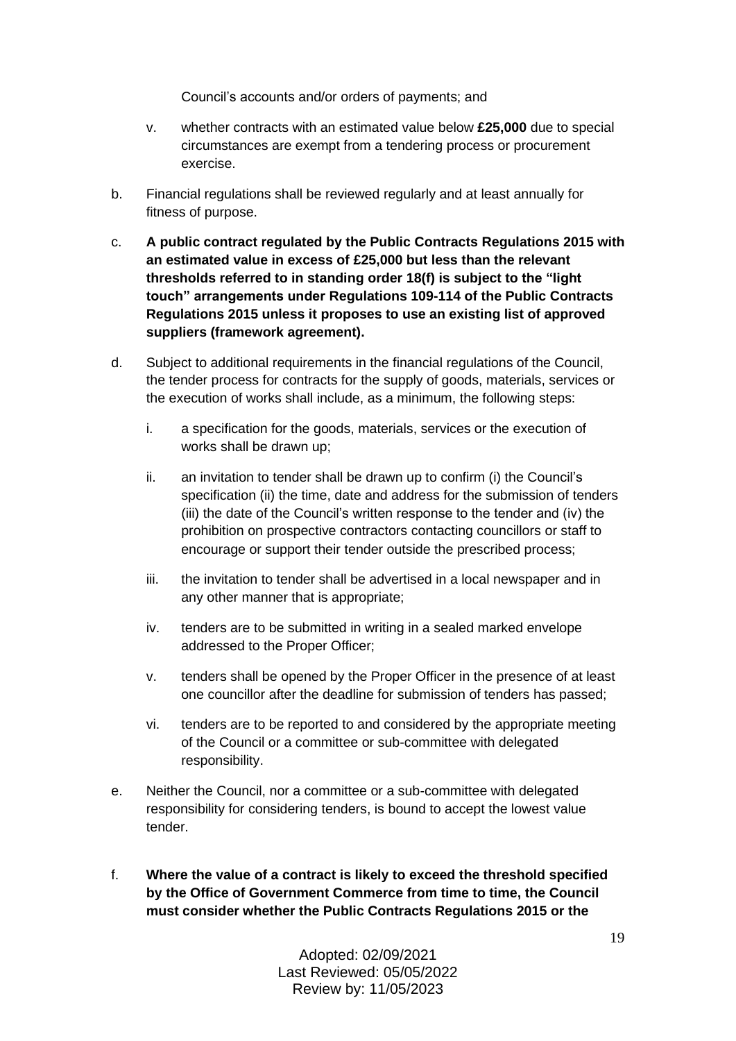Council's accounts and/or orders of payments; and

v. whether contracts with an estimated value below **£25,000** due to special circumstances are exempt from a tendering process or procurement exercise.

b. Financial regulations shall be reviewed regularly and at least annually for fitness of purpose.

c. **A public contract regulated by the Public Contracts Regulations 2015 with an estimated value in excess of £25,000 but less than the relevant thresholds referred to in standing order 18(f) is subject to the "light touch" arrangements under Regulations 109-114 of the Public Contracts Regulations 2015 unless it proposes to use an existing list of approved suppliers (framework agreement).**

d. Subject to additional requirements in the financial regulations of the Council, the tender process for contracts for the supply of goods, materials, services or the execution of works shall include, as a minimum, the following steps:

   i. a specification for the goods, materials, services or the execution of works shall be drawn up;

   ii. an invitation to tender shall be drawn up to confirm (i) the Council's specification (ii) the time, date and address for the submission of tenders (iii) the date of the Council's written response to the tender and (iv) the prohibition on prospective contractors contacting councillors or staff to encourage or support their tender outside the prescribed process;

   iii. the invitation to tender shall be advertised in a local newspaper and in any other manner that is appropriate;

   iv. tenders are to be submitted in writing in a sealed marked envelope addressed to the Proper Officer;

   v. tenders shall be opened by the Proper Officer in the presence of at least one councillor after the deadline for submission of tenders has passed;

   vi. tenders are to be reported to and considered by the appropriate meeting of the Council or a committee or sub-committee with delegated responsibility.

e. Neither the Council, nor a committee or a sub-committee with delegated responsibility for considering tenders, is bound to accept the lowest value tender.

f. **Where the value of a contract is likely to exceed the threshold specified by the Office of Government Commerce from time to time, the Council must consider whether the Public Contracts Regulations 2015 or the**

Adopted: 02/09/2021
Last Reviewed: 05/05/2022
Review by: 11/05/2023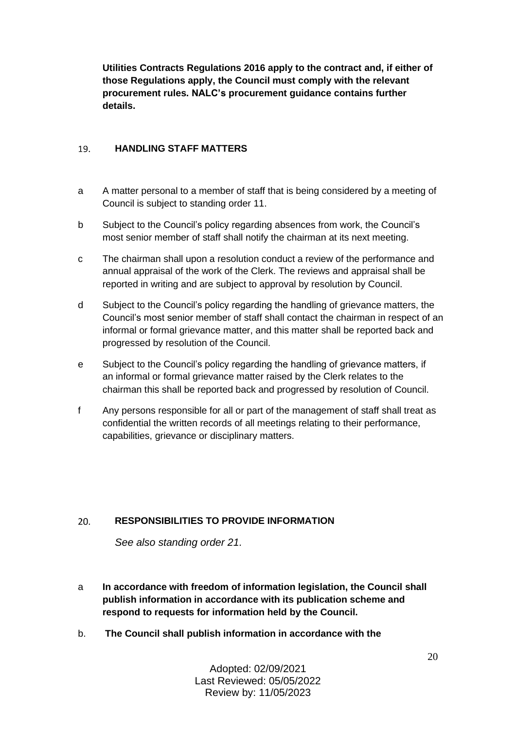**Utilities Contracts Regulations 2016 apply to the contract and, if either of those Regulations apply, the Council must comply with the relevant procurement rules. NALC's procurement guidance contains further details.**

## 19. HANDLING STAFF MATTERS

a A matter personal to a member of staff that is being considered by a meeting of Council is subject to standing order 11.

b Subject to the Council's policy regarding absences from work, the Council's most senior member of staff shall notify the chairman at its next meeting.

c The chairman shall upon a resolution conduct a review of the performance and annual appraisal of the work of the Clerk. The reviews and appraisal shall be reported in writing and are subject to approval by resolution by Council.

d Subject to the Council's policy regarding the handling of grievance matters, the Council's most senior member of staff shall contact the chairman in respect of an informal or formal grievance matter, and this matter shall be reported back and progressed by resolution of the Council.

e Subject to the Council's policy regarding the handling of grievance matters, if an informal or formal grievance matter raised by the Clerk relates to the chairman this shall be reported back and progressed by resolution of Council.

f Any persons responsible for all or part of the management of staff shall treat as confidential the written records of all meetings relating to their performance, capabilities, grievance or disciplinary matters.

## 20. RESPONSIBILITIES TO PROVIDE INFORMATION

*See also standing order 21.*

a **In accordance with freedom of information legislation, the Council shall publish information in accordance with its publication scheme and respond to requests for information held by the Council.**

b. **The Council shall publish information in accordance with the**

Adopted: 02/09/2021
Last Reviewed: 05/05/2022
Review by: 11/05/2023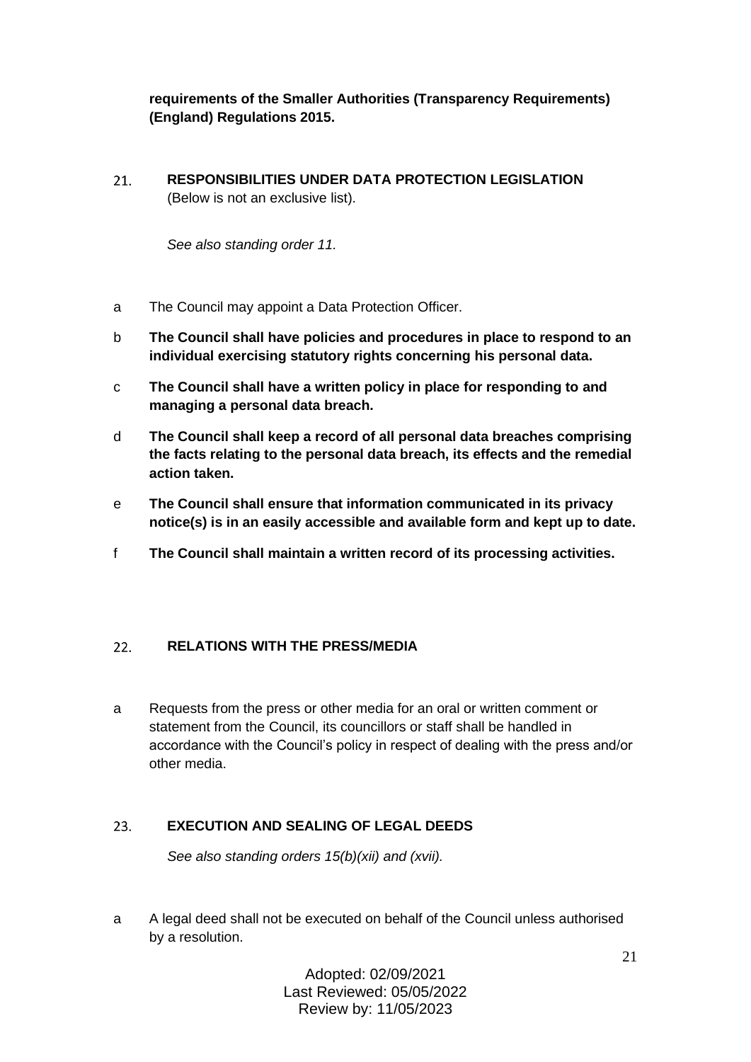**requirements of the Smaller Authorities (Transparency Requirements) (England) Regulations 2015.**

## 21. RESPONSIBILITIES UNDER DATA PROTECTION LEGISLATION

(Below is not an exclusive list).

*See also standing order 11.*

a The Council may appoint a Data Protection Officer.

b **The Council shall have policies and procedures in place to respond to an individual exercising statutory rights concerning his personal data.**

c **The Council shall have a written policy in place for responding to and managing a personal data breach.**

d **The Council shall keep a record of all personal data breaches comprising the facts relating to the personal data breach, its effects and the remedial action taken.**

e **The Council shall ensure that information communicated in its privacy notice(s) is in an easily accessible and available form and kept up to date.**

f **The Council shall maintain a written record of its processing activities.**

## 22. RELATIONS WITH THE PRESS/MEDIA

a Requests from the press or other media for an oral or written comment or statement from the Council, its councillors or staff shall be handled in accordance with the Council's policy in respect of dealing with the press and/or other media.

## 23. EXECUTION AND SEALING OF LEGAL DEEDS

*See also standing orders 15(b)(xii) and (xvii).*

a A legal deed shall not be executed on behalf of the Council unless authorised by a resolution.

Adopted: 02/09/2021
Last Reviewed: 05/05/2022
Review by: 11/05/2023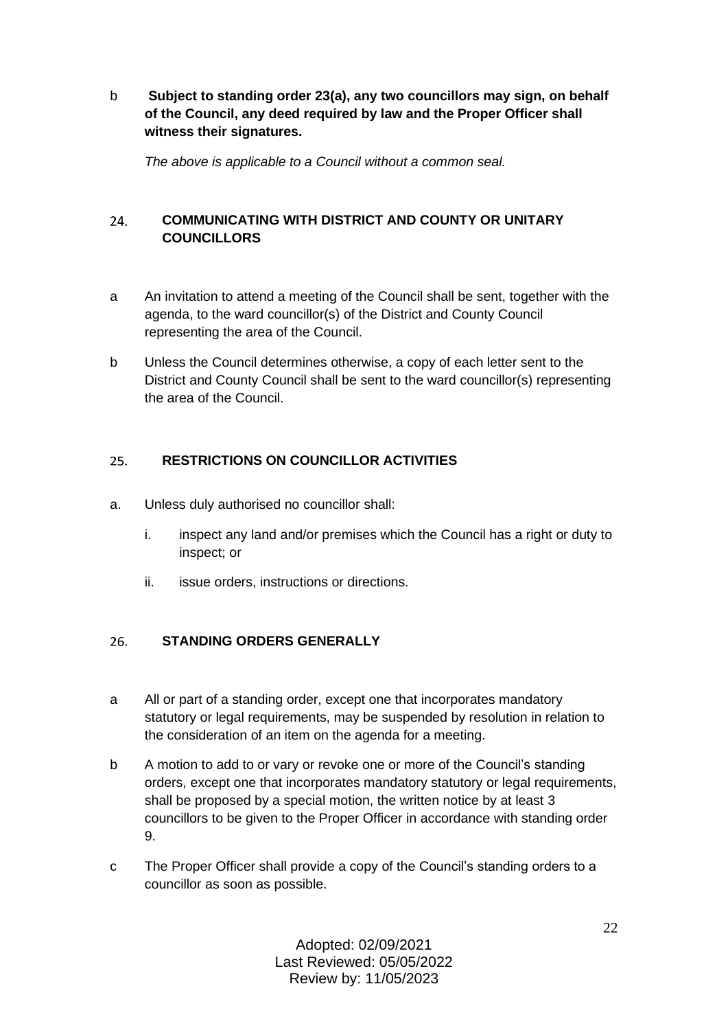b **Subject to standing order 23(a), any two councillors may sign, on behalf of the Council, any deed required by law and the Proper Officer shall witness their signatures.**

*The above is applicable to a Council without a common seal.*

## 24. COMMUNICATING WITH DISTRICT AND COUNTY OR UNITARY COUNCILLORS

a An invitation to attend a meeting of the Council shall be sent, together with the agenda, to the ward councillor(s) of the District and County Council representing the area of the Council.

b Unless the Council determines otherwise, a copy of each letter sent to the District and County Council shall be sent to the ward councillor(s) representing the area of the Council.

## 25. RESTRICTIONS ON COUNCILLOR ACTIVITIES

a. Unless duly authorised no councillor shall:

   i. inspect any land and/or premises which the Council has a right or duty to inspect; or

   ii. issue orders, instructions or directions.

## 26. STANDING ORDERS GENERALLY

a All or part of a standing order, except one that incorporates mandatory statutory or legal requirements, may be suspended by resolution in relation to the consideration of an item on the agenda for a meeting.

b A motion to add to or vary or revoke one or more of the Council's standing orders, except one that incorporates mandatory statutory or legal requirements, shall be proposed by a special motion, the written notice by at least 3 councillors to be given to the Proper Officer in accordance with standing order 9.

c The Proper Officer shall provide a copy of the Council's standing orders to a councillor as soon as possible.

Adopted: 02/09/2021
Last Reviewed: 05/05/2022
Review by: 11/05/2023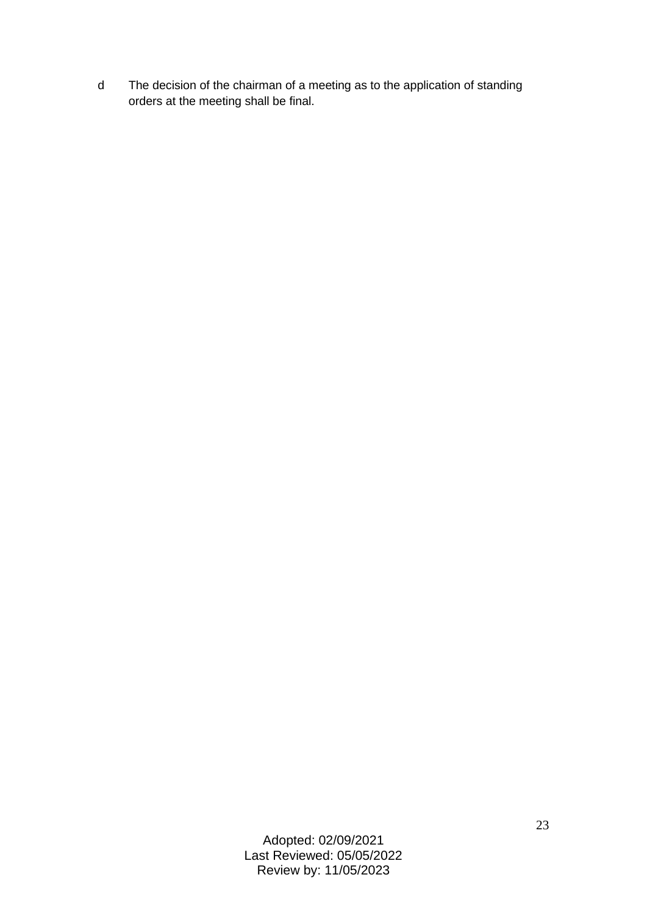d The decision of the chairman of a meeting as to the application of standing orders at the meeting shall be final.